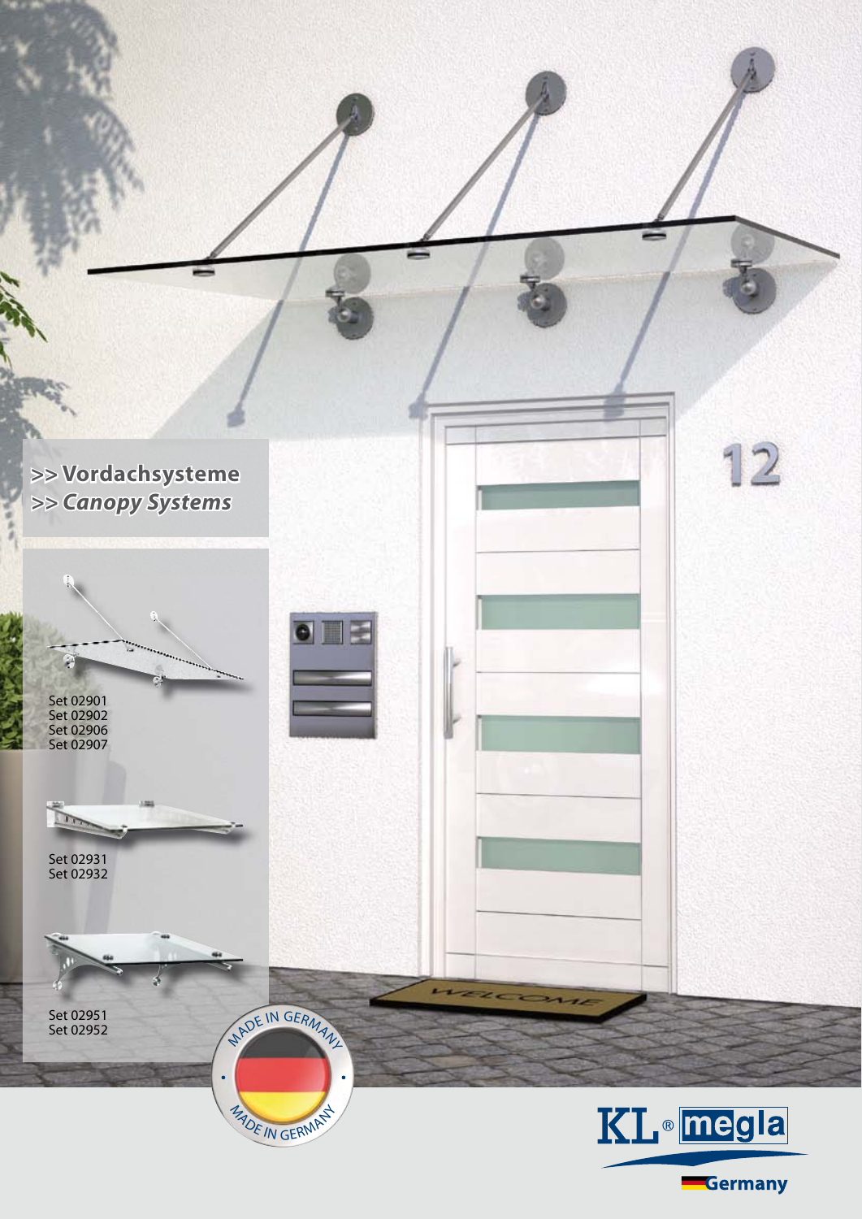# >> Vordachsysteme
## >> *Canopy Systems*

Set 02901
Set 02902
Set 02906
Set 02907

Set 02931
Set 02932

Set 02951
Set 02952

MADE IN GERMANY

KL® megla

Germany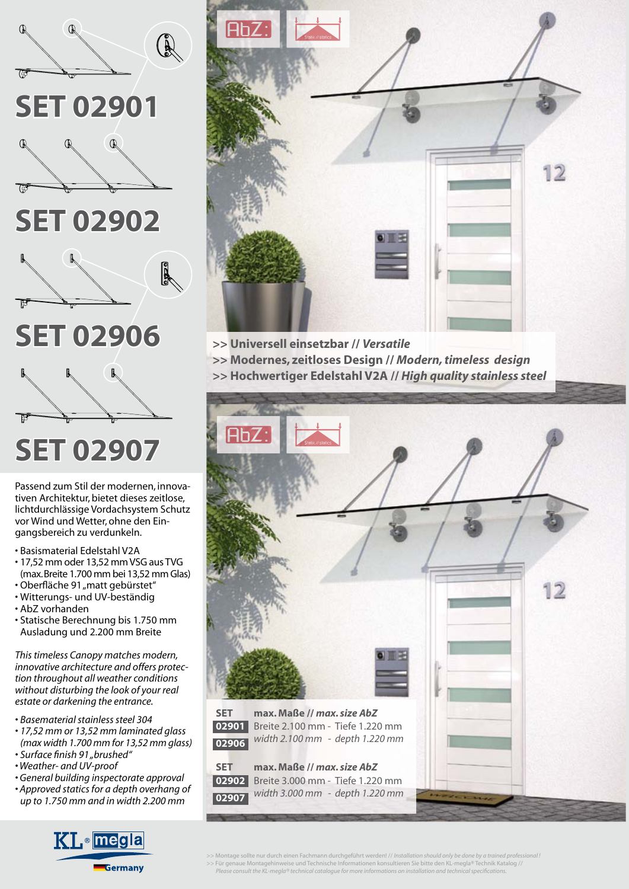## SET 02901

## SET 02902

## SET 02906

## SET 02907

Passend zum Stil der modernen, innovativen Architektur, bietet dieses zeitlose, lichtdurchlässige Vordachsystem Schutz vor Wind und Wetter, ohne den Eingangsbereich zu verdunkeln.

- Basismaterial Edelstahl V2A
- 17,52 mm oder 13,52 mm VSG aus TVG (max. Breite 1.700 mm bei 13,52 mm Glas)
- Oberfläche 91 „matt gebürstet"
- Witterungs- und UV-beständig
- AbZ vorhanden
- Statische Berechnung bis 1.750 mm Ausladung und 2.200 mm Breite

*This timeless Canopy matches modern, innovative architecture and offers protection throughout all weather conditions without disturbing the look of your real estate or darkening the entrance.*

- *Basematerial stainless steel 304*
- *17,52 mm or 13,52 mm laminated glass (max width 1.700 mm for 13,52 mm glass)*
- *Surface finish 91 „brushed"*
- *Weather- and UV-proof*
- *General building inspectorate approval*
- *Approved statics for a depth overhang of up to 1.750 mm and in width 2.200 mm*

AbZ: | Statik // statics

**>> Universell einsetzbar // *Versatile***
**>> Modernes, zeitloses Design // *Modern, timeless design***
**>> Hochwertiger Edelstahl V2A // *High quality stainless steel***

AbZ: | Statik // statics

| SET | max. Maße // *max. size AbZ* |
|---|---|
| 02901 / 02906 | Breite 2.100 mm - Tiefe 1.220 mm *width 2.100 mm - depth 1.220 mm* |
| 02902 / 02907 | Breite 3.000 mm - Tiefe 1.220 mm *width 3.000 mm - depth 1.220 mm* |

KL® megla Germany

>> Montage sollte nur durch einen Fachmann durchgeführt werden! // *Installation should only be done by a trained professional!*
>> Für genaue Montagehinweise und Technische Informationen konsultieren Sie bitte den KL-megla® Technik Katalog // *Please consult the KL-megla® technical catalogue for more informations on installation and technical specifications.*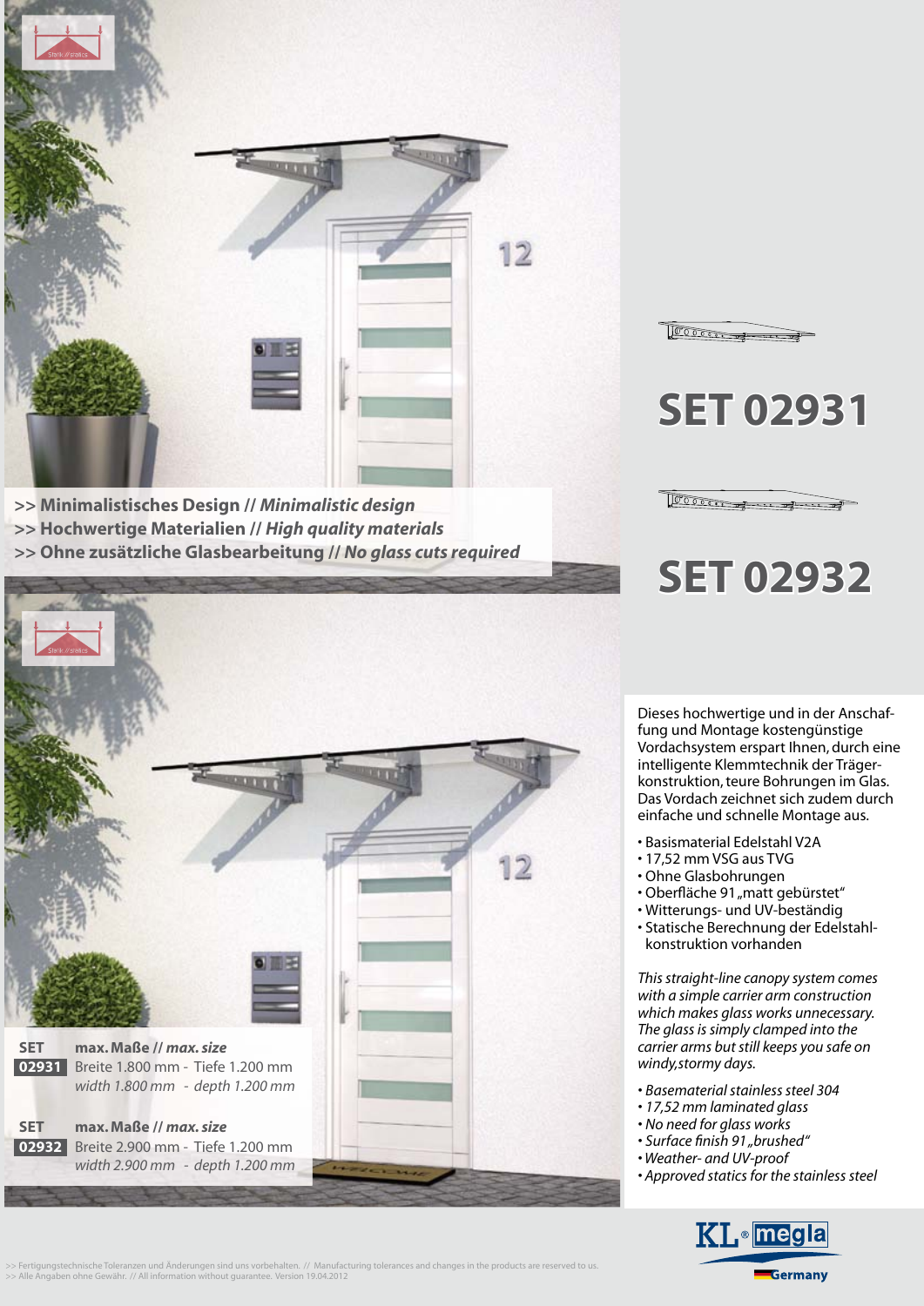Statik // statics

>> **Minimalistisches Design // *Minimalistic design***
>> **Hochwertige Materialien // *High quality materials***
>> **Ohne zusätzliche Glasbearbeitung // *No glass cuts required***

Statik // statics

| SET | max. Maße // *max. size* |
|---|---|
| **02931** | Breite 1.800 mm - Tiefe 1.200 mm<br>*width 1.800 mm - depth 1.200 mm* |
| **02932** | Breite 2.900 mm - Tiefe 1.200 mm<br>*width 2.900 mm - depth 1.200 mm* |

# SET 02931

# SET 02932

Dieses hochwertige und in der Anschaffung und Montage kostengünstige Vordachsystem erspart Ihnen, durch eine intelligente Klemmtechnik der Trägerkonstruktion, teure Bohrungen im Glas. Das Vordach zeichnet sich zudem durch einfache und schnelle Montage aus.

- Basismaterial Edelstahl V2A
- 17,52 mm VSG aus TVG
- Ohne Glasbohrungen
- Oberfläche 91 „matt gebürstet"
- Witterungs- und UV-beständig
- Statische Berechnung der Edelstahlkonstruktion vorhanden

*This straight-line canopy system comes with a simple carrier arm construction which makes glass works unnecessary. The glass is simply clamped into the carrier arms but still keeps you safe on windy,stormy days.*

- *Basematerial stainless steel 304*
- *17,52 mm laminated glass*
- *No need for glass works*
- *Surface finish 91 „brushed"*
- *Weather- and UV-proof*
- *Approved statics for the stainless steel*

KL® megla Germany

>> Fertigungstechnische Toleranzen und Änderungen sind uns vorbehalten. // Manufacturing tolerances and changes in the products are reserved to us.
>> Alle Angaben ohne Gewähr. // All information without guarantee. Version 19.04.2012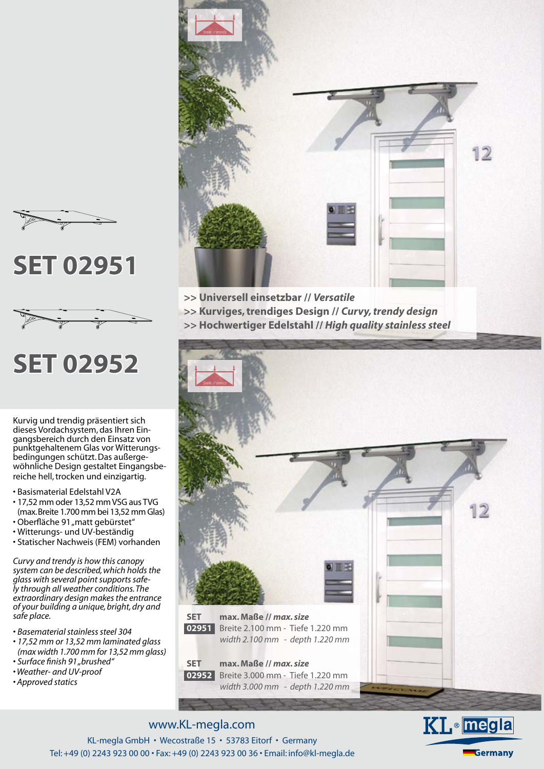# SET 02951

# SET 02952

Kurvig und trendig präsentiert sich dieses Vordachsystem, das Ihren Eingangsbereich durch den Einsatz von punktgehaltenem Glas vor Witterungsbedingungen schützt. Das außergewöhnliche Design gestaltet Eingangsbereiche hell, trocken und einzigartig.

- Basismaterial Edelstahl V2A
- 17,52 mm oder 13,52 mm VSG aus TVG (max. Breite 1.700 mm bei 13,52 mm Glas)
- Oberfläche 91 „matt gebürstet“
- Witterungs- und UV-beständig
- Statischer Nachweis (FEM) vorhanden

*Curvy and trendy is how this canopy system can be described, which holds the glass with several point supports safely through all weather conditions. The extraordinary design makes the entrance of your building a unique, bright, dry and safe place.*

- *Basematerial stainless steel 304*
- *17,52 mm or 13,52 mm laminated glass (max width 1.700 mm for 13,52 mm glass)*
- *Surface finish 91 „brushed“*
- *Weather- and UV-proof*
- *Approved statics*

Statik // *statics*

**>> Universell einsetzbar // *Versatile***
**>> Kurviges, trendiges Design // *Curvy, trendy design***
**>> Hochwertiger Edelstahl // *High quality stainless steel***

Statik // *statics*

| SET | max. Maße // *max. size* |
|---|---|
| **02951** | Breite 2.100 mm - Tiefe 1.220 mm<br>*width 2.100 mm - depth 1.220 mm* |
| **02952** | Breite 3.000 mm - Tiefe 1.220 mm<br>*width 3.000 mm - depth 1.220 mm* |

www.KL-megla.com

KL-megla GmbH • Wecostraße 15 • 53783 Eitorf • Germany
Tel: +49 (0) 2243 923 00 00 • Fax: +49 (0) 2243 923 00 36 • Email: info@kl-megla.de

KL® megla Germany